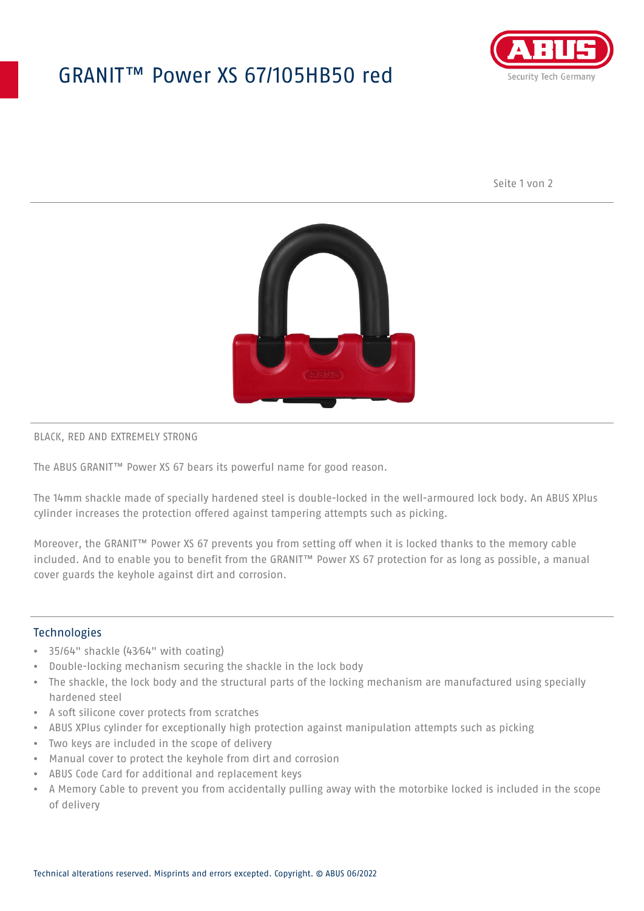# GRANIT™ Power XS 67/105HB50 red

BLACK, RED AND EXTREMELY STRONG

The ABUS GRANIT™ Power XS 67 bears its powerful name for good reason.

The 14mm shackle made of specially hardened steel is double-locked in the well-armoured lock body. An ABUS XPlus cylinder increases the protection offered against tampering attempts such as picking.

Moreover, the GRANIT™ Power XS 67 prevents you from setting off when it is locked thanks to the memory cable included. And to enable you to benefit from the GRANIT™ Power XS 67 protection for as long as possible, a manual cover guards the keyhole against dirt and corrosion.

## Technologies

- 35/64" shackle (43⁄64" with coating)
- Double-locking mechanism securing the shackle in the lock body
- The shackle, the lock body and the structural parts of the locking mechanism are manufactured using specially hardened steel
- A soft silicone cover protects from scratches
- ABUS XPlus cylinder for exceptionally high protection against manipulation attempts such as picking
- Two keys are included in the scope of delivery
- Manual cover to protect the keyhole from dirt and corrosion
- ABUS Code Card for additional and replacement keys
- A Memory Cable to prevent you from accidentally pulling away with the motorbike locked is included in the scope of delivery

Technical alterations reserved. Misprints and errors excepted. Copyright. © ABUS 06/2022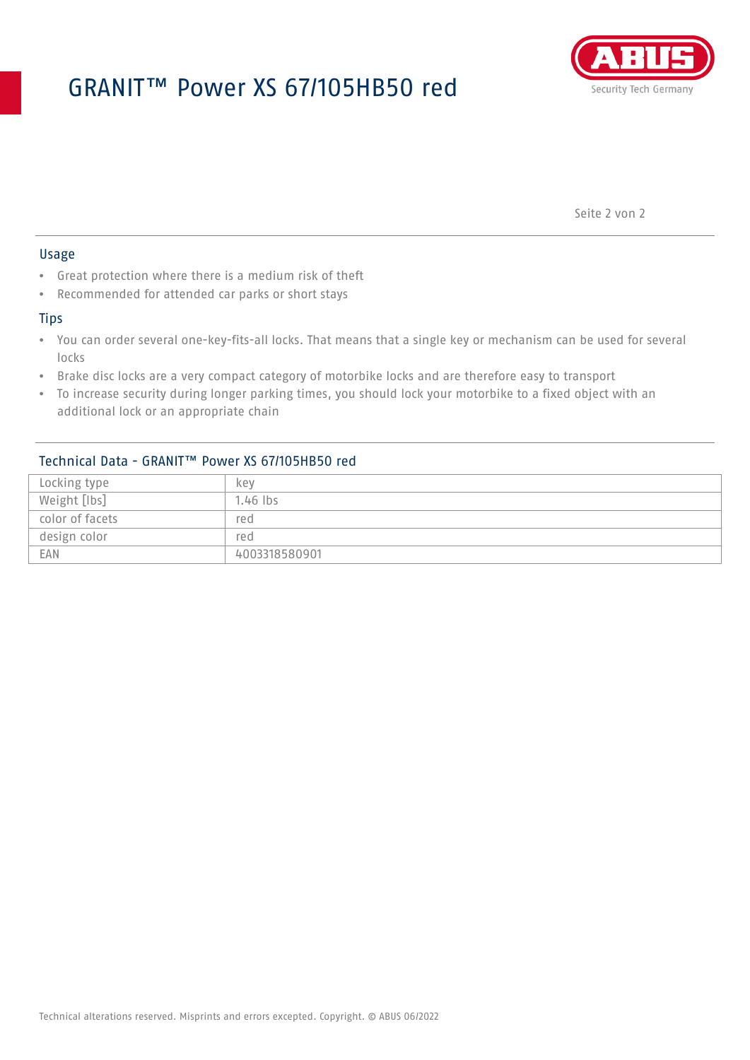# GRANIT™ Power XS 67/105HB50 red

## Usage

- Great protection where there is a medium risk of theft
- Recommended for attended car parks or short stays

## Tips

- You can order several one-key-fits-all locks. That means that a single key or mechanism can be used for several locks
- Brake disc locks are a very compact category of motorbike locks and are therefore easy to transport
- To increase security during longer parking times, you should lock your motorbike to a fixed object with an additional lock or an appropriate chain

## Technical Data - GRANIT™ Power XS 67/105HB50 red

| | |
|---|---|
| Locking type | key |
| Weight [lbs] | 1.46 lbs |
| color of facets | red |
| design color | red |
| EAN | 4003318580901 |

Technical alterations reserved. Misprints and errors excepted. Copyright. © ABUS 06/2022